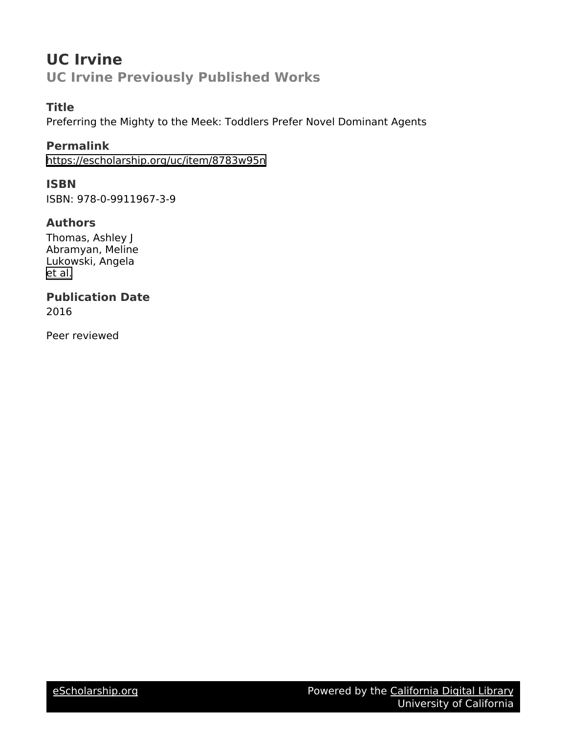# UC Irvine

## UC Irvine Previously Published Works

### Title

Preferring the Mighty to the Meek: Toddlers Prefer Novel Dominant Agents

### Permalink

https://escholarship.org/uc/item/8783w95n

### ISBN

ISBN: 978-0-9911967-3-9

### Authors

Thomas, Ashley J
Abramyan, Meline
Lukowski, Angela
et al.

### Publication Date

2016

Peer reviewed

eScholarship.org Powered by the California Digital Library University of California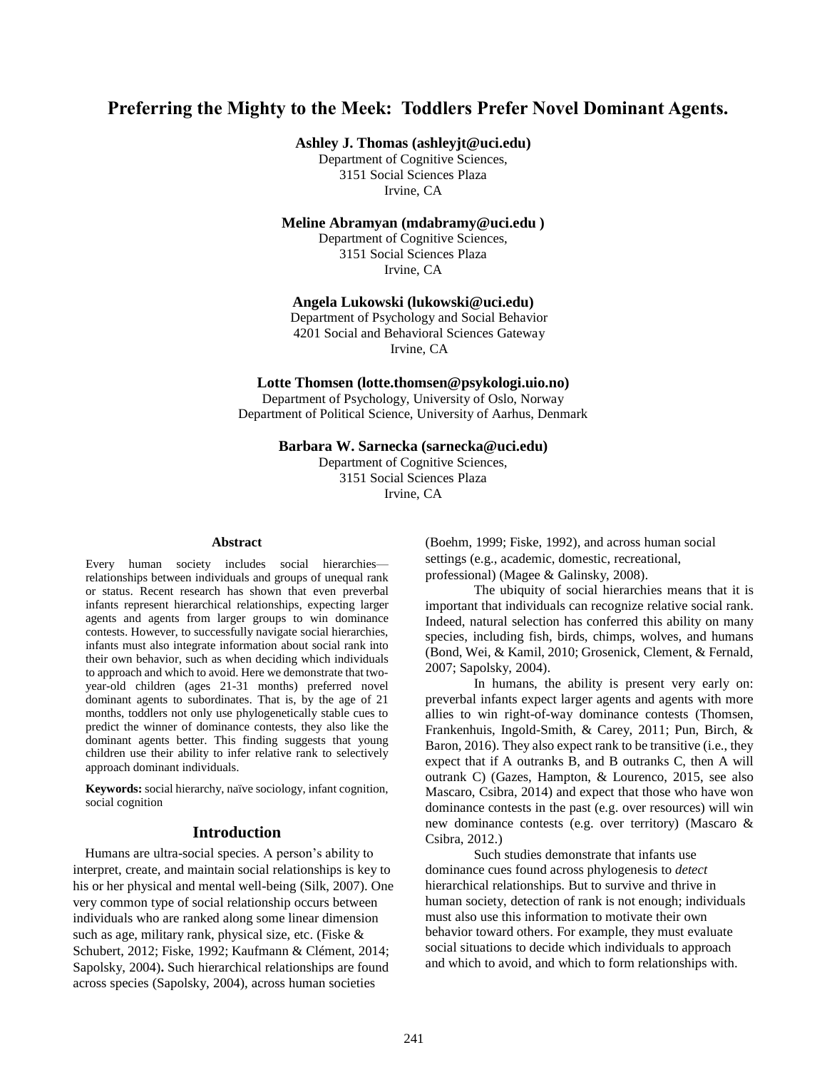# Preferring the Mighty to the Meek: Toddlers Prefer Novel Dominant Agents.

**Ashley J. Thomas (ashleyjt@uci.edu)**
Department of Cognitive Sciences,
3151 Social Sciences Plaza
Irvine, CA

**Meline Abramyan (mdabramy@uci.edu )**
Department of Cognitive Sciences,
3151 Social Sciences Plaza
Irvine, CA

**Angela Lukowski (lukowski@uci.edu)**
Department of Psychology and Social Behavior
4201 Social and Behavioral Sciences Gateway
Irvine, CA

**Lotte Thomsen (lotte.thomsen@psykologi.uio.no)**
Department of Psychology, University of Oslo, Norway
Department of Political Science, University of Aarhus, Denmark

**Barbara W. Sarnecka (sarnecka@uci.edu)**
Department of Cognitive Sciences,
3151 Social Sciences Plaza
Irvine, CA

## Abstract

Every human society includes social hierarchies—relationships between individuals and groups of unequal rank or status. Recent research has shown that even preverbal infants represent hierarchical relationships, expecting larger agents and agents from larger groups to win dominance contests. However, to successfully navigate social hierarchies, infants must also integrate information about social rank into their own behavior, such as when deciding which individuals to approach and which to avoid. Here we demonstrate that two-year-old children (ages 21-31 months) preferred novel dominant agents to subordinates. That is, by the age of 21 months, toddlers not only use phylogenetically stable cues to predict the winner of dominance contests, they also like the dominant agents better. This finding suggests that young children use their ability to infer relative rank to selectively approach dominant individuals.

**Keywords:** social hierarchy, naïve sociology, infant cognition, social cognition

## Introduction

Humans are ultra-social species. A person's ability to interpret, create, and maintain social relationships is key to his or her physical and mental well-being (Silk, 2007). One very common type of social relationship occurs between individuals who are ranked along some linear dimension such as age, military rank, physical size, etc. (Fiske & Schubert, 2012; Fiske, 1992; Kaufmann & Clément, 2014; Sapolsky, 2004). Such hierarchical relationships are found across species (Sapolsky, 2004), across human societies (Boehm, 1999; Fiske, 1992), and across human social settings (e.g., academic, domestic, recreational, professional) (Magee & Galinsky, 2008).

The ubiquity of social hierarchies means that it is important that individuals can recognize relative social rank. Indeed, natural selection has conferred this ability on many species, including fish, birds, chimps, wolves, and humans (Bond, Wei, & Kamil, 2010; Grosenick, Clement, & Fernald, 2007; Sapolsky, 2004).

In humans, the ability is present very early on: preverbal infants expect larger agents and agents with more allies to win right-of-way dominance contests (Thomsen, Frankenhuis, Ingold-Smith, & Carey, 2011; Pun, Birch, & Baron, 2016). They also expect rank to be transitive (i.e., they expect that if A outranks B, and B outranks C, then A will outrank C) (Gazes, Hampton, & Lourenco, 2015, see also Mascaro, Csibra, 2014) and expect that those who have won dominance contests in the past (e.g. over resources) will win new dominance contests (e.g. over territory) (Mascaro & Csibra, 2012.)

Such studies demonstrate that infants use dominance cues found across phylogenesis to *detect* hierarchical relationships. But to survive and thrive in human society, detection of rank is not enough; individuals must also use this information to motivate their own behavior toward others. For example, they must evaluate social situations to decide which individuals to approach and which to avoid, and which to form relationships with.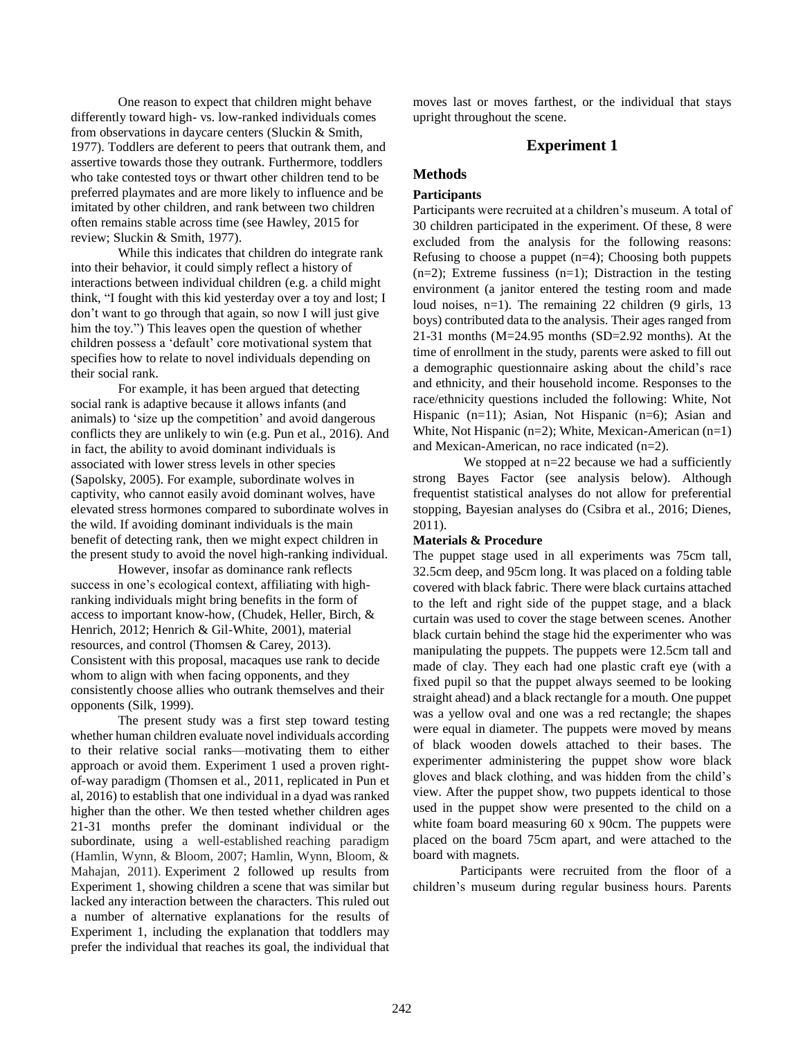One reason to expect that children might behave differently toward high- vs. low-ranked individuals comes from observations in daycare centers (Sluckin & Smith, 1977). Toddlers are deferent to peers that outrank them, and assertive towards those they outrank. Furthermore, toddlers who take contested toys or thwart other children tend to be preferred playmates and are more likely to influence and be imitated by other children, and rank between two children often remains stable across time (see Hawley, 2015 for review; Sluckin & Smith, 1977).

While this indicates that children do integrate rank into their behavior, it could simply reflect a history of interactions between individual children (e.g. a child might think, "I fought with this kid yesterday over a toy and lost; I don't want to go through that again, so now I will just give him the toy.") This leaves open the question of whether children possess a 'default' core motivational system that specifies how to relate to novel individuals depending on their social rank.

For example, it has been argued that detecting social rank is adaptive because it allows infants (and animals) to 'size up the competition' and avoid dangerous conflicts they are unlikely to win (e.g. Pun et al., 2016). And in fact, the ability to avoid dominant individuals is associated with lower stress levels in other species (Sapolsky, 2005). For example, subordinate wolves in captivity, who cannot easily avoid dominant wolves, have elevated stress hormones compared to subordinate wolves in the wild. If avoiding dominant individuals is the main benefit of detecting rank, then we might expect children in the present study to avoid the novel high-ranking individual.

However, insofar as dominance rank reflects success in one's ecological context, affiliating with high-ranking individuals might bring benefits in the form of access to important know-how, (Chudek, Heller, Birch, & Henrich, 2012; Henrich & Gil-White, 2001), material resources, and control (Thomsen & Carey, 2013). Consistent with this proposal, macaques use rank to decide whom to align with when facing opponents, and they consistently choose allies who outrank themselves and their opponents (Silk, 1999).

The present study was a first step toward testing whether human children evaluate novel individuals according to their relative social ranks—motivating them to either approach or avoid them. Experiment 1 used a proven right-of-way paradigm (Thomsen et al., 2011, replicated in Pun et al, 2016) to establish that one individual in a dyad was ranked higher than the other. We then tested whether children ages 21-31 months prefer the dominant individual or the subordinate, using a well-established reaching paradigm (Hamlin, Wynn, & Bloom, 2007; Hamlin, Wynn, Bloom, & Mahajan, 2011). Experiment 2 followed up results from Experiment 1, showing children a scene that was similar but lacked any interaction between the characters. This ruled out a number of alternative explanations for the results of Experiment 1, including the explanation that toddlers may prefer the individual that reaches its goal, the individual that moves last or moves farthest, or the individual that stays upright throughout the scene.

# Experiment 1

## Methods

### Participants

Participants were recruited at a children's museum. A total of 30 children participated in the experiment. Of these, 8 were excluded from the analysis for the following reasons: Refusing to choose a puppet (n=4); Choosing both puppets (n=2); Extreme fussiness (n=1); Distraction in the testing environment (a janitor entered the testing room and made loud noises, n=1). The remaining 22 children (9 girls, 13 boys) contributed data to the analysis. Their ages ranged from 21-31 months (M=24.95 months (SD=2.92 months). At the time of enrollment in the study, parents were asked to fill out a demographic questionnaire asking about the child's race and ethnicity, and their household income. Responses to the race/ethnicity questions included the following: White, Not Hispanic (n=11); Asian, Not Hispanic (n=6); Asian and White, Not Hispanic (n=2); White, Mexican-American (n=1) and Mexican-American, no race indicated (n=2).

We stopped at n=22 because we had a sufficiently strong Bayes Factor (see analysis below). Although frequentist statistical analyses do not allow for preferential stopping, Bayesian analyses do (Csibra et al., 2016; Dienes, 2011).

### Materials & Procedure

The puppet stage used in all experiments was 75cm tall, 32.5cm deep, and 95cm long. It was placed on a folding table covered with black fabric. There were black curtains attached to the left and right side of the puppet stage, and a black curtain was used to cover the stage between scenes. Another black curtain behind the stage hid the experimenter who was manipulating the puppets. The puppets were 12.5cm tall and made of clay. They each had one plastic craft eye (with a fixed pupil so that the puppet always seemed to be looking straight ahead) and a black rectangle for a mouth. One puppet was a yellow oval and one was a red rectangle; the shapes were equal in diameter. The puppets were moved by means of black wooden dowels attached to their bases. The experimenter administering the puppet show wore black gloves and black clothing, and was hidden from the child's view. After the puppet show, two puppets identical to those used in the puppet show were presented to the child on a white foam board measuring 60 x 90cm. The puppets were placed on the board 75cm apart, and were attached to the board with magnets.

Participants were recruited from the floor of a children's museum during regular business hours. Parents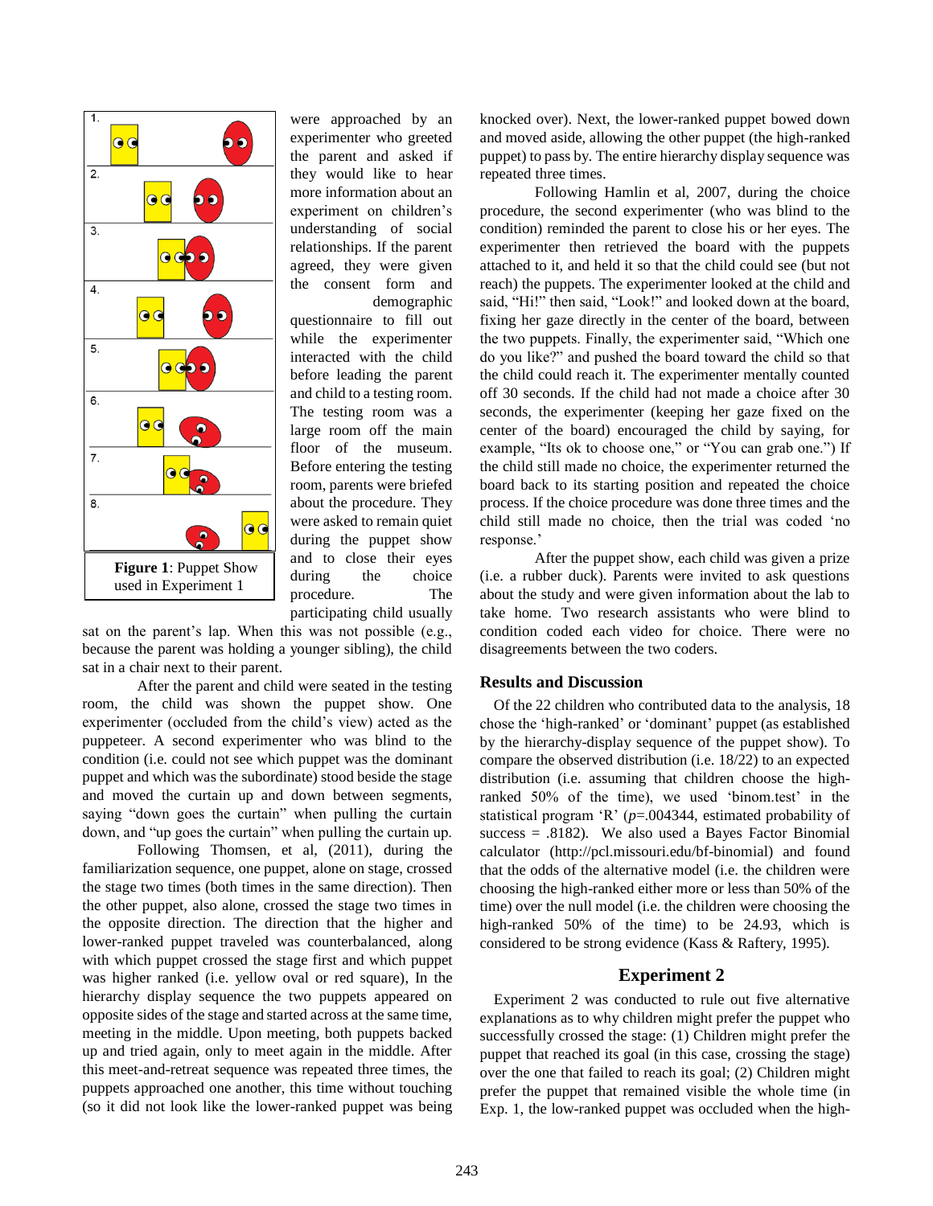were approached by an experimenter who greeted the parent and asked if they would like to hear more information about an experiment on children's understanding of social relationships. If the parent agreed, they were given the consent form and demographic questionnaire to fill out while the experimenter interacted with the child before leading the parent and child to a testing room. The testing room was a large room off the main floor of the museum. Before entering the testing room, parents were briefed about the procedure. They were asked to remain quiet during the puppet show and to close their eyes during the choice procedure. The participating child usually sat on the parent's lap. When this was not possible (e.g., because the parent was holding a younger sibling), the child sat in a chair next to their parent.

**Figure 1**: Puppet Show used in Experiment 1

After the parent and child were seated in the testing room, the child was shown the puppet show. One experimenter (occluded from the child's view) acted as the puppeteer. A second experimenter who was blind to the condition (i.e. could not see which puppet was the dominant puppet and which was the subordinate) stood beside the stage and moved the curtain up and down between segments, saying "down goes the curtain" when pulling the curtain down, and "up goes the curtain" when pulling the curtain up.

Following Thomsen, et al, (2011), during the familiarization sequence, one puppet, alone on stage, crossed the stage two times (both times in the same direction). Then the other puppet, also alone, crossed the stage two times in the opposite direction. The direction that the higher and lower-ranked puppet traveled was counterbalanced, along with which puppet crossed the stage first and which puppet was higher ranked (i.e. yellow oval or red square), In the hierarchy display sequence the two puppets appeared on opposite sides of the stage and started across at the same time, meeting in the middle. Upon meeting, both puppets backed up and tried again, only to meet again in the middle. After this meet-and-retreat sequence was repeated three times, the puppets approached one another, this time without touching (so it did not look like the lower-ranked puppet was being knocked over). Next, the lower-ranked puppet bowed down and moved aside, allowing the other puppet (the high-ranked puppet) to pass by. The entire hierarchy display sequence was repeated three times.

Following Hamlin et al, 2007, during the choice procedure, the second experimenter (who was blind to the condition) reminded the parent to close his or her eyes. The experimenter then retrieved the board with the puppets attached to it, and held it so that the child could see (but not reach) the puppets. The experimenter looked at the child and said, "Hi!" then said, "Look!" and looked down at the board, fixing her gaze directly in the center of the board, between the two puppets. Finally, the experimenter said, "Which one do you like?" and pushed the board toward the child so that the child could reach it. The experimenter mentally counted off 30 seconds. If the child had not made a choice after 30 seconds, the experimenter (keeping her gaze fixed on the center of the board) encouraged the child by saying, for example, "Its ok to choose one," or "You can grab one.") If the child still made no choice, the experimenter returned the board back to its starting position and repeated the choice process. If the choice procedure was done three times and the child still made no choice, then the trial was coded 'no response.'

After the puppet show, each child was given a prize (i.e. a rubber duck). Parents were invited to ask questions about the study and were given information about the lab to take home. Two research assistants who were blind to condition coded each video for choice. There were no disagreements between the two coders.

### Results and Discussion

Of the 22 children who contributed data to the analysis, 18 chose the 'high-ranked' or 'dominant' puppet (as established by the hierarchy-display sequence of the puppet show). To compare the observed distribution (i.e. 18/22) to an expected distribution (i.e. assuming that children choose the high-ranked 50% of the time), we used 'binom.test' in the statistical program 'R' ($p$=.004344, estimated probability of success = .8182). We also used a Bayes Factor Binomial calculator (http://pcl.missouri.edu/bf-binomial) and found that the odds of the alternative model (i.e. the children were choosing the high-ranked either more or less than 50% of the time) over the null model (i.e. the children were choosing the high-ranked 50% of the time) to be 24.93, which is considered to be strong evidence (Kass & Raftery, 1995).

## Experiment 2

Experiment 2 was conducted to rule out five alternative explanations as to why children might prefer the puppet who successfully crossed the stage: (1) Children might prefer the puppet that reached its goal (in this case, crossing the stage) over the one that failed to reach its goal; (2) Children might prefer the puppet that remained visible the whole time (in Exp. 1, the low-ranked puppet was occluded when the high-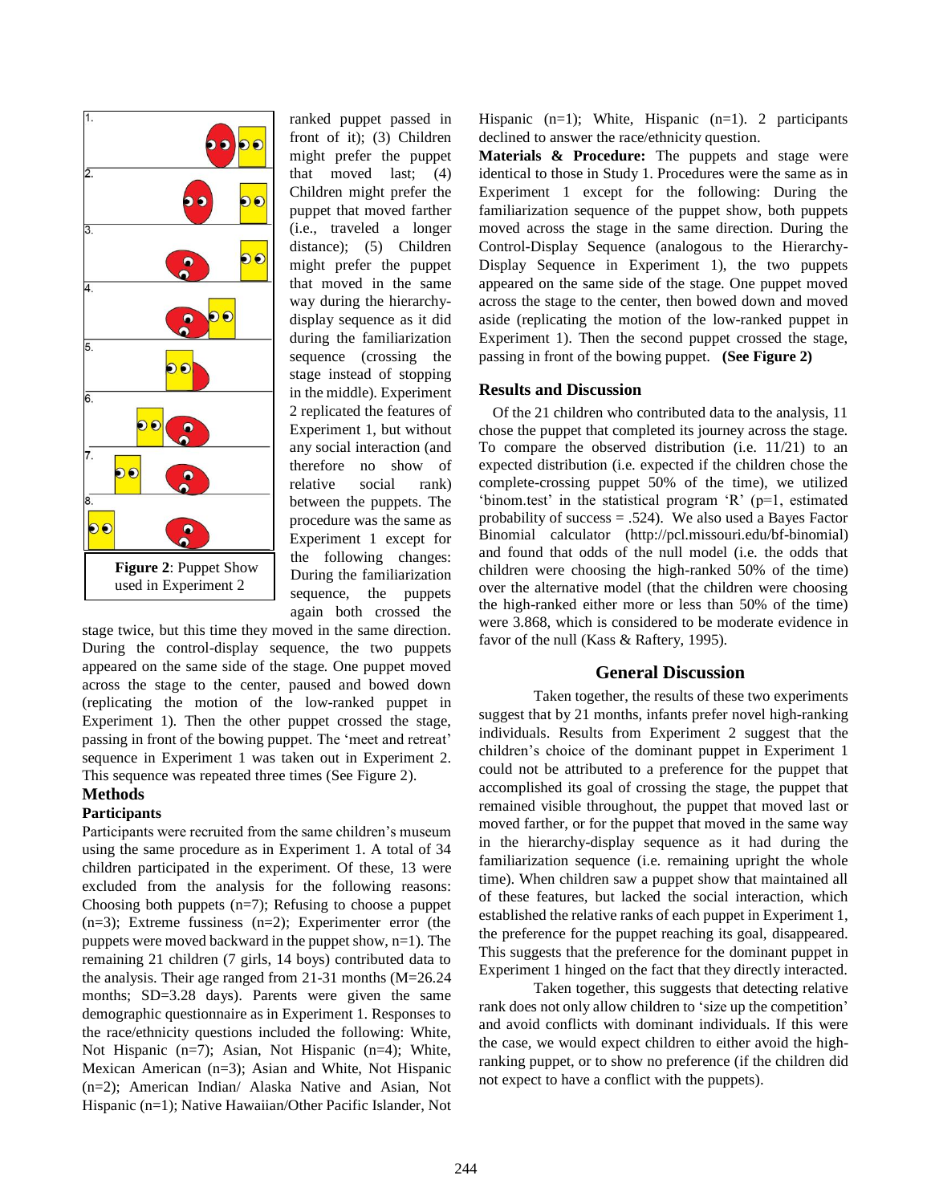ranked puppet passed in front of it); (3) Children might prefer the puppet that moved last; (4) Children might prefer the puppet that moved farther (i.e., traveled a longer distance); (5) Children might prefer the puppet that moved in the same way during the hierarchy-display sequence as it did during the familiarization sequence (crossing the stage instead of stopping in the middle). Experiment 2 replicated the features of Experiment 1, but without any social interaction (and therefore no show of relative social rank) between the puppets. The procedure was the same as Experiment 1 except for the following changes: During the familiarization sequence, the puppets again both crossed the stage twice, but this time they moved in the same direction. During the control-display sequence, the two puppets appeared on the same side of the stage. One puppet moved across the stage to the center, paused and bowed down (replicating the motion of the low-ranked puppet in Experiment 1). Then the other puppet crossed the stage, passing in front of the bowing puppet. The 'meet and retreat' sequence in Experiment 1 was taken out in Experiment 2. This sequence was repeated three times (See Figure 2).

**Figure 2**: Puppet Show used in Experiment 2

## Methods

### Participants

Participants were recruited from the same children's museum using the same procedure as in Experiment 1. A total of 34 children participated in the experiment. Of these, 13 were excluded from the analysis for the following reasons: Choosing both puppets (n=7); Refusing to choose a puppet (n=3); Extreme fussiness (n=2); Experimenter error (the puppets were moved backward in the puppet show, n=1). The remaining 21 children (7 girls, 14 boys) contributed data to the analysis. Their age ranged from 21-31 months (M=26.24 months; SD=3.28 days). Parents were given the same demographic questionnaire as in Experiment 1. Responses to the race/ethnicity questions included the following: White, Not Hispanic (n=7); Asian, Not Hispanic (n=4); White, Mexican American (n=3); Asian and White, Not Hispanic (n=2); American Indian/ Alaska Native and Asian, Not Hispanic (n=1); Native Hawaiian/Other Pacific Islander, Not Hispanic (n=1); White, Hispanic (n=1). 2 participants declined to answer the race/ethnicity question.

**Materials & Procedure:** The puppets and stage were identical to those in Study 1. Procedures were the same as in Experiment 1 except for the following: During the familiarization sequence of the puppet show, both puppets moved across the stage in the same direction. During the Control-Display Sequence (analogous to the Hierarchy-Display Sequence in Experiment 1), the two puppets appeared on the same side of the stage. One puppet moved across the stage to the center, then bowed down and moved aside (replicating the motion of the low-ranked puppet in Experiment 1). Then the second puppet crossed the stage, passing in front of the bowing puppet. **(See Figure 2)**

## Results and Discussion

Of the 21 children who contributed data to the analysis, 11 chose the puppet that completed its journey across the stage. To compare the observed distribution (i.e. 11/21) to an expected distribution (i.e. expected if the children chose the complete-crossing puppet 50% of the time), we utilized 'binom.test' in the statistical program 'R' (p=1, estimated probability of success = .524). We also used a Bayes Factor Binomial calculator (http://pcl.missouri.edu/bf-binomial) and found that odds of the null model (i.e. the odds that children were choosing the high-ranked 50% of the time) over the alternative model (that the children were choosing the high-ranked either more or less than 50% of the time) were 3.868, which is considered to be moderate evidence in favor of the null (Kass & Raftery, 1995).

# General Discussion

Taken together, the results of these two experiments suggest that by 21 months, infants prefer novel high-ranking individuals. Results from Experiment 2 suggest that the children's choice of the dominant puppet in Experiment 1 could not be attributed to a preference for the puppet that accomplished its goal of crossing the stage, the puppet that remained visible throughout, the puppet that moved last or moved farther, or for the puppet that moved in the same way in the hierarchy-display sequence as it had during the familiarization sequence (i.e. remaining upright the whole time). When children saw a puppet show that maintained all of these features, but lacked the social interaction, which established the relative ranks of each puppet in Experiment 1, the preference for the puppet reaching its goal, disappeared. This suggests that the preference for the dominant puppet in Experiment 1 hinged on the fact that they directly interacted.

Taken together, this suggests that detecting relative rank does not only allow children to 'size up the competition' and avoid conflicts with dominant individuals. If this were the case, we would expect children to either avoid the high-ranking puppet, or to show no preference (if the children did not expect to have a conflict with the puppets).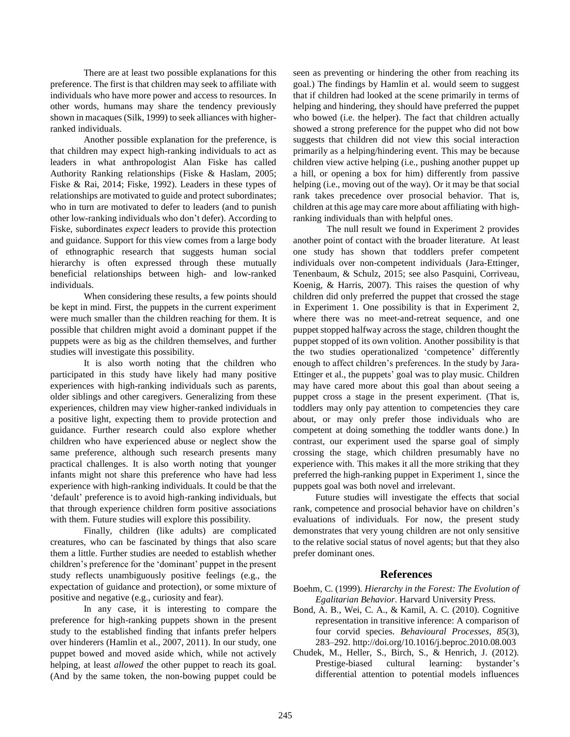There are at least two possible explanations for this preference. The first is that children may seek to affiliate with individuals who have more power and access to resources. In other words, humans may share the tendency previously shown in macaques (Silk, 1999) to seek alliances with higher-ranked individuals.

Another possible explanation for the preference, is that children may expect high-ranking individuals to act as leaders in what anthropologist Alan Fiske has called Authority Ranking relationships (Fiske & Haslam, 2005; Fiske & Rai, 2014; Fiske, 1992). Leaders in these types of relationships are motivated to guide and protect subordinates; who in turn are motivated to defer to leaders (and to punish other low-ranking individuals who don't defer). According to Fiske, subordinates *expect* leaders to provide this protection and guidance. Support for this view comes from a large body of ethnographic research that suggests human social hierarchy is often expressed through these mutually beneficial relationships between high- and low-ranked individuals.

When considering these results, a few points should be kept in mind. First, the puppets in the current experiment were much smaller than the children reaching for them. It is possible that children might avoid a dominant puppet if the puppets were as big as the children themselves, and further studies will investigate this possibility.

It is also worth noting that the children who participated in this study have likely had many positive experiences with high-ranking individuals such as parents, older siblings and other caregivers. Generalizing from these experiences, children may view higher-ranked individuals in a positive light, expecting them to provide protection and guidance. Further research could also explore whether children who have experienced abuse or neglect show the same preference, although such research presents many practical challenges. It is also worth noting that younger infants might not share this preference who have had less experience with high-ranking individuals. It could be that the 'default' preference is to avoid high-ranking individuals, but that through experience children form positive associations with them. Future studies will explore this possibility.

Finally, children (like adults) are complicated creatures, who can be fascinated by things that also scare them a little. Further studies are needed to establish whether children's preference for the 'dominant' puppet in the present study reflects unambiguously positive feelings (e.g., the expectation of guidance and protection), or some mixture of positive and negative (e.g., curiosity and fear).

In any case, it is interesting to compare the preference for high-ranking puppets shown in the present study to the established finding that infants prefer helpers over hinderers (Hamlin et al., 2007, 2011). In our study, one puppet bowed and moved aside which, while not actively helping, at least *allowed* the other puppet to reach its goal. (And by the same token, the non-bowing puppet could be seen as preventing or hindering the other from reaching its goal.) The findings by Hamlin et al. would seem to suggest that if children had looked at the scene primarily in terms of helping and hindering, they should have preferred the puppet who bowed (i.e. the helper). The fact that children actually showed a strong preference for the puppet who did not bow suggests that children did not view this social interaction primarily as a helping/hindering event. This may be because children view active helping (i.e., pushing another puppet up a hill, or opening a box for him) differently from passive helping (i.e., moving out of the way). Or it may be that social rank takes precedence over prosocial behavior. That is, children at this age may care more about affiliating with high-ranking individuals than with helpful ones.

The null result we found in Experiment 2 provides another point of contact with the broader literature. At least one study has shown that toddlers prefer competent individuals over non-competent individuals (Jara-Ettinger, Tenenbaum, & Schulz, 2015; see also Pasquini, Corriveau, Koenig, & Harris, 2007). This raises the question of why children did only preferred the puppet that crossed the stage in Experiment 1. One possibility is that in Experiment 2, where there was no meet-and-retreat sequence, and one puppet stopped halfway across the stage, children thought the puppet stopped of its own volition. Another possibility is that the two studies operationalized 'competence' differently enough to affect children's preferences. In the study by Jara-Ettinger et al., the puppets' goal was to play music. Children may have cared more about this goal than about seeing a puppet cross a stage in the present experiment. (That is, toddlers may only pay attention to competencies they care about, or may only prefer those individuals who are competent at doing something the toddler wants done.) In contrast, our experiment used the sparse goal of simply crossing the stage, which children presumably have no experience with. This makes it all the more striking that they preferred the high-ranking puppet in Experiment 1, since the puppets goal was both novel and irrelevant.

Future studies will investigate the effects that social rank, competence and prosocial behavior have on children's evaluations of individuals. For now, the present study demonstrates that very young children are not only sensitive to the relative social status of novel agents; but that they also prefer dominant ones.

## References

Boehm, C. (1999). *Hierarchy in the Forest: The Evolution of Egalitarian Behavior*. Harvard University Press.

Bond, A. B., Wei, C. A., & Kamil, A. C. (2010). Cognitive representation in transitive inference: A comparison of four corvid species. *Behavioural Processes*, *85*(3), 283–292. http://doi.org/10.1016/j.beproc.2010.08.003

Chudek, M., Heller, S., Birch, S., & Henrich, J. (2012). Prestige-biased cultural learning: bystander's differential attention to potential models influences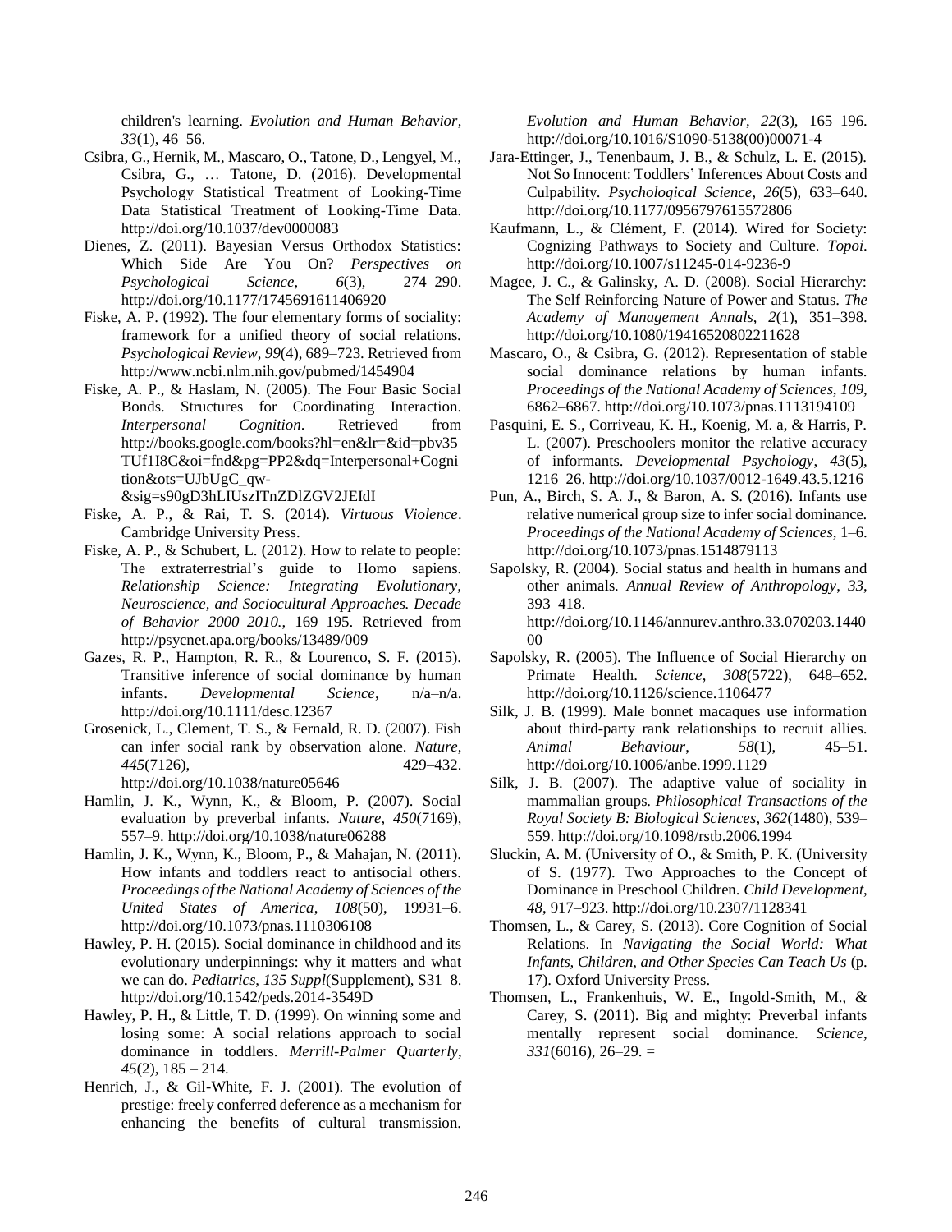children's learning. *Evolution and Human Behavior*, *33*(1), 46–56.

Csibra, G., Hernik, M., Mascaro, O., Tatone, D., Lengyel, M., Csibra, G., … Tatone, D. (2016). Developmental Psychology Statistical Treatment of Looking-Time Data Statistical Treatment of Looking-Time Data. http://doi.org/10.1037/dev0000083

Dienes, Z. (2011). Bayesian Versus Orthodox Statistics: Which Side Are You On? *Perspectives on Psychological Science*, *6*(3), 274–290. http://doi.org/10.1177/1745691611406920

Fiske, A. P. (1992). The four elementary forms of sociality: framework for a unified theory of social relations. *Psychological Review*, *99*(4), 689–723. Retrieved from http://www.ncbi.nlm.nih.gov/pubmed/1454904

Fiske, A. P., & Haslam, N. (2005). The Four Basic Social Bonds. Structures for Coordinating Interaction. *Interpersonal Cognition*. Retrieved from http://books.google.com/books?hl=en&lr=&id=pbv35TUf1I8C&oi=fnd&pg=PP2&dq=Interpersonal+Cognition&ots=UJbUgC_qw-&sig=s90gD3hLIUszITnZDlZGV2JEIdI

Fiske, A. P., & Rai, T. S. (2014). *Virtuous Violence*. Cambridge University Press.

Fiske, A. P., & Schubert, L. (2012). How to relate to people: The extraterrestrial's guide to Homo sapiens. *Relationship Science: Integrating Evolutionary, Neuroscience, and Sociocultural Approaches. Decade of Behavior 2000–2010.*, 169–195. Retrieved from http://psycnet.apa.org/books/13489/009

Gazes, R. P., Hampton, R. R., & Lourenco, S. F. (2015). Transitive inference of social dominance by human infants. *Developmental Science*, n/a–n/a. http://doi.org/10.1111/desc.12367

Grosenick, L., Clement, T. S., & Fernald, R. D. (2007). Fish can infer social rank by observation alone. *Nature*, *445*(7126), 429–432. http://doi.org/10.1038/nature05646

Hamlin, J. K., Wynn, K., & Bloom, P. (2007). Social evaluation by preverbal infants. *Nature*, *450*(7169), 557–9. http://doi.org/10.1038/nature06288

Hamlin, J. K., Wynn, K., Bloom, P., & Mahajan, N. (2011). How infants and toddlers react to antisocial others. *Proceedings of the National Academy of Sciences of the United States of America*, *108*(50), 19931–6. http://doi.org/10.1073/pnas.1110306108

Hawley, P. H. (2015). Social dominance in childhood and its evolutionary underpinnings: why it matters and what we can do. *Pediatrics*, *135 Suppl*(Supplement), S31–8. http://doi.org/10.1542/peds.2014-3549D

Hawley, P. H., & Little, T. D. (1999). On winning some and losing some: A social relations approach to social dominance in toddlers. *Merrill-Palmer Quarterly*, *45*(2), 185 – 214.

Henrich, J., & Gil-White, F. J. (2001). The evolution of prestige: freely conferred deference as a mechanism for enhancing the benefits of cultural transmission. *Evolution and Human Behavior*, *22*(3), 165–196. http://doi.org/10.1016/S1090-5138(00)00071-4

Jara-Ettinger, J., Tenenbaum, J. B., & Schulz, L. E. (2015). Not So Innocent: Toddlers' Inferences About Costs and Culpability. *Psychological Science*, *26*(5), 633–640. http://doi.org/10.1177/0956797615572806

Kaufmann, L., & Clément, F. (2014). Wired for Society: Cognizing Pathways to Society and Culture. *Topoi*. http://doi.org/10.1007/s11245-014-9236-9

Magee, J. C., & Galinsky, A. D. (2008). Social Hierarchy: The Self Reinforcing Nature of Power and Status. *The Academy of Management Annals*, *2*(1), 351–398. http://doi.org/10.1080/19416520802211628

Mascaro, O., & Csibra, G. (2012). Representation of stable social dominance relations by human infants. *Proceedings of the National Academy of Sciences*, *109*, 6862–6867. http://doi.org/10.1073/pnas.1113194109

Pasquini, E. S., Corriveau, K. H., Koenig, M. a, & Harris, P. L. (2007). Preschoolers monitor the relative accuracy of informants. *Developmental Psychology*, *43*(5), 1216–26. http://doi.org/10.1037/0012-1649.43.5.1216

Pun, A., Birch, S. A. J., & Baron, A. S. (2016). Infants use relative numerical group size to infer social dominance. *Proceedings of the National Academy of Sciences*, 1–6. http://doi.org/10.1073/pnas.1514879113

Sapolsky, R. (2004). Social status and health in humans and other animals. *Annual Review of Anthropology*, *33*, 393–418. http://doi.org/10.1146/annurev.anthro.33.070203.144000

Sapolsky, R. (2005). The Influence of Social Hierarchy on Primate Health. *Science*, *308*(5722), 648–652. http://doi.org/10.1126/science.1106477

Silk, J. B. (1999). Male bonnet macaques use information about third-party rank relationships to recruit allies. *Animal Behaviour*, *58*(1), 45–51. http://doi.org/10.1006/anbe.1999.1129

Silk, J. B. (2007). The adaptive value of sociality in mammalian groups. *Philosophical Transactions of the Royal Society B: Biological Sciences*, *362*(1480), 539–559. http://doi.org/10.1098/rstb.2006.1994

Sluckin, A. M. (University of O., & Smith, P. K. (University of S. (1977). Two Approaches to the Concept of Dominance in Preschool Children. *Child Development*, *48*, 917–923. http://doi.org/10.2307/1128341

Thomsen, L., & Carey, S. (2013). Core Cognition of Social Relations. In *Navigating the Social World: What Infants, Children, and Other Species Can Teach Us* (p. 17). Oxford University Press.

Thomsen, L., Frankenhuis, W. E., Ingold-Smith, M., & Carey, S. (2011). Big and mighty: Preverbal infants mentally represent social dominance. *Science*, *331*(6016), 26–29. =